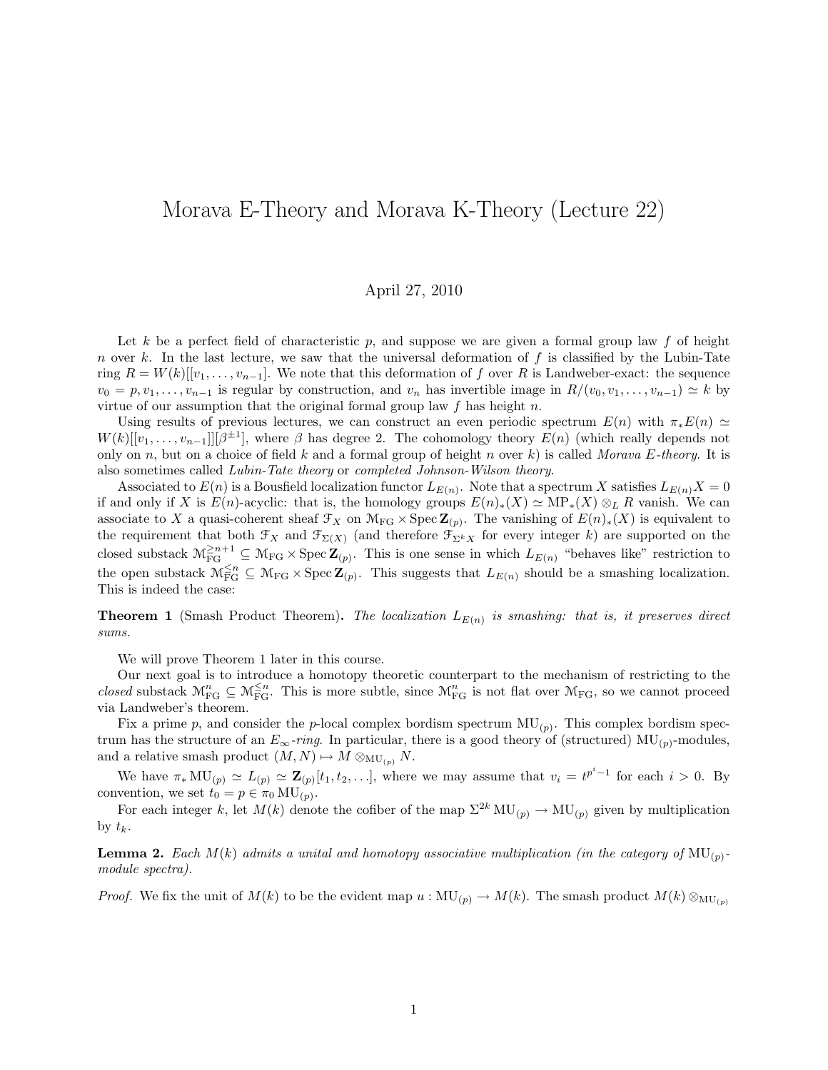# Morava E-Theory and Morava K-Theory (Lecture 22)

April 27, 2010

Let $k$ be a perfect field of characteristic $p$, and suppose we are given a formal group law $f$ of height $n$ over $k$. In the last lecture, we saw that the universal deformation of $f$ is classified by the Lubin-Tate ring $R = W(k)[[v_1, \ldots, v_{n-1}]$. We note that this deformation of $f$ over $R$ is Landweber-exact: the sequence $v_0 = p, v_1, \ldots, v_{n-1}$ is regular by construction, and $v_n$ has invertible image in $R/(v_0, v_1, \ldots, v_{n-1}) \simeq k$ by virtue of our assumption that the original formal group law $f$ has height $n$.

Using results of previous lectures, we can construct an even periodic spectrum $E(n)$ with $\pi_* E(n) \simeq W(k)[[v_1, \ldots, v_{n-1}]][\beta^{\pm 1}]$, where $\beta$ has degree 2. The cohomology theory $E(n)$ (which really depends not only on $n$, but on a choice of field $k$ and a formal group of height $n$ over $k$) is called *Morava E-theory*. It is also sometimes called *Lubin-Tate theory* or *completed Johnson-Wilson theory*.

Associated to $E(n)$ is a Bousfield localization functor $L_{E(n)}$. Note that a spectrum $X$ satisfies $L_{E(n)} X = 0$ if and only if $X$ is $E(n)$-acyclic: that is, the homology groups $E(n)_*(X) \simeq \mathrm{MP}_*(X) \otimes_L R$ vanish. We can associate to $X$ a quasi-coherent sheaf $\mathcal{F}_X$ on $\mathcal{M}_{\mathrm{FG}} \times \operatorname{Spec} \mathbf{Z}_{(p)}$. The vanishing of $E(n)_*(X)$ is equivalent to the requirement that both $\mathcal{F}_X$ and $\mathcal{F}_{\Sigma(X)}$ (and therefore $\mathcal{F}_{\Sigma^k X}$ for every integer $k$) are supported on the closed substack $\mathcal{M}_{\mathrm{FG}}^{\geq n+1} \subseteq \mathcal{M}_{\mathrm{FG}} \times \operatorname{Spec} \mathbf{Z}_{(p)}$. This is one sense in which $L_{E(n)}$ "behaves like" restriction to the open substack $\mathcal{M}_{\mathrm{FG}}^{\leq n} \subseteq \mathcal{M}_{\mathrm{FG}} \times \operatorname{Spec} \mathbf{Z}_{(p)}$. This suggests that $L_{E(n)}$ should be a smashing localization. This is indeed the case:

**Theorem 1** (Smash Product Theorem). *The localization $L_{E(n)}$ is smashing: that is, it preserves direct sums.*

We will prove Theorem 1 later in this course.

Our next goal is to introduce a homotopy theoretic counterpart to the mechanism of restricting to the *closed* substack $\mathcal{M}_{\mathrm{FG}}^{n} \subseteq \mathcal{M}_{\mathrm{FG}}^{\leq n}$. This is more subtle, since $\mathcal{M}_{\mathrm{FG}}^{n}$ is not flat over $\mathcal{M}_{\mathrm{FG}}$, so we cannot proceed via Landweber's theorem.

Fix a prime $p$, and consider the $p$-local complex bordism spectrum $\mathrm{MU}_{(p)}$. This complex bordism spectrum has the structure of an $E_\infty$*-ring*. In particular, there is a good theory of (structured) $\mathrm{MU}_{(p)}$-modules, and a relative smash product $(M, N) \mapsto M \otimes_{\mathrm{MU}_{(p)}} N$.

We have $\pi_* \mathrm{MU}_{(p)} \simeq L_{(p)} \simeq \mathbf{Z}_{(p)}[t_1, t_2, \ldots]$, where we may assume that $v_i = t^{p^i - 1}$ for each $i > 0$. By convention, we set $t_0 = p \in \pi_0 \mathrm{MU}_{(p)}$.

For each integer $k$, let $M(k)$ denote the cofiber of the map $\Sigma^{2k} \mathrm{MU}_{(p)} \to \mathrm{MU}_{(p)}$ given by multiplication by $t_k$.

**Lemma 2.** *Each $M(k)$ admits a unital and homotopy associative multiplication (in the category of $\mathrm{MU}_{(p)}$-module spectra).*

*Proof.* We fix the unit of $M(k)$ to be the evident map $u : \mathrm{MU}_{(p)} \to M(k)$. The smash product $M(k) \otimes_{\mathrm{MU}_{(p)}}$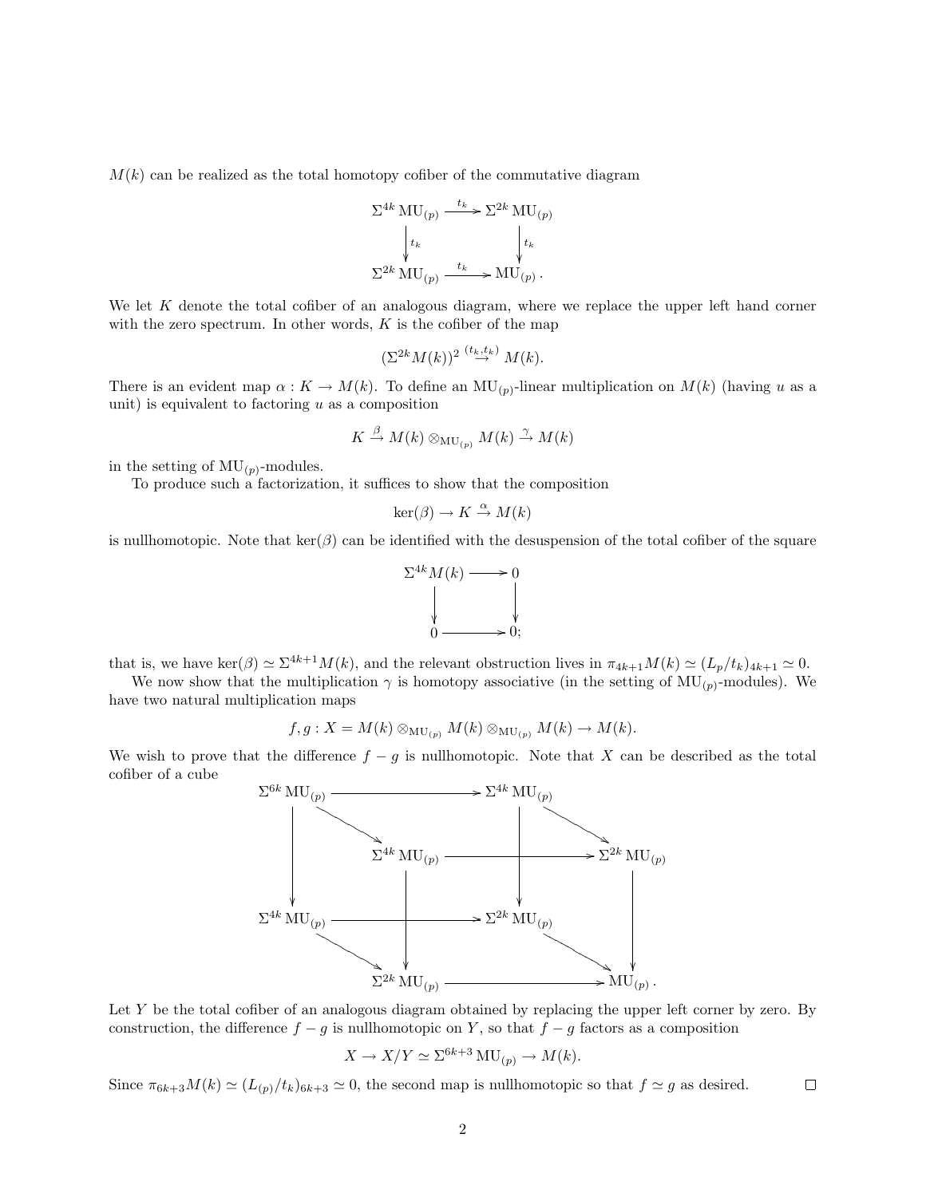$M(k)$ can be realized as the total homotopy cofiber of the commutative diagram

$$\begin{array}{ccc} \Sigma^{4k}\,\mathrm{MU}_{(p)} & \xrightarrow{t_k} & \Sigma^{2k}\,\mathrm{MU}_{(p)} \\ \downarrow{\scriptstyle t_k} & & \downarrow{\scriptstyle t_k} \\ \Sigma^{2k}\,\mathrm{MU}_{(p)} & \xrightarrow{t_k} & \mathrm{MU}_{(p)}\,. \end{array}$$

We let $K$ denote the total cofiber of an analogous diagram, where we replace the upper left hand corner with the zero spectrum. In other words, $K$ is the cofiber of the map

$$(\Sigma^{2k}M(k))^2 \overset{(t_k,t_k)}{\to} M(k).$$

There is an evident map $\alpha : K \to M(k)$. To define an $\mathrm{MU}_{(p)}$-linear multiplication on $M(k)$ (having $u$ as a unit) is equivalent to factoring $u$ as a composition

$$K \overset{\beta}{\to} M(k) \otimes_{\mathrm{MU}_{(p)}} M(k) \overset{\gamma}{\to} M(k)$$

in the setting of $\mathrm{MU}_{(p)}$-modules.

To produce such a factorization, it suffices to show that the composition

$$\ker(\beta) \to K \overset{\alpha}{\to} M(k)$$

is nullhomotopic. Note that $\ker(\beta)$ can be identified with the desuspension of the total cofiber of the square

$$\begin{array}{ccc} \Sigma^{4k}M(k) & \longrightarrow & 0 \\ \downarrow & & \downarrow \\ 0 & \longrightarrow & 0; \end{array}$$

that is, we have $\ker(\beta) \simeq \Sigma^{4k+1}M(k)$, and the relevant obstruction lives in $\pi_{4k+1}M(k) \simeq (L_p/t_k)_{4k+1} \simeq 0$.

We now show that the multiplication $\gamma$ is homotopy associative (in the setting of $\mathrm{MU}_{(p)}$-modules). We have two natural multiplication maps

$$f, g : X = M(k) \otimes_{\mathrm{MU}_{(p)}} M(k) \otimes_{\mathrm{MU}_{(p)}} M(k) \to M(k).$$

We wish to prove that the difference $f - g$ is nullhomotopic. Note that $X$ can be described as the total cofiber of a cube

$$\begin{array}{ccccccc} \Sigma^{6k}\,\mathrm{MU}_{(p)} & \longrightarrow & \Sigma^{4k}\,\mathrm{MU}_{(p)} & & & & \\ & \searrow & & \searrow & & & \\ & & \Sigma^{4k}\,\mathrm{MU}_{(p)} & \longrightarrow & \Sigma^{2k}\,\mathrm{MU}_{(p)} & & \\ \downarrow & & \downarrow & & \downarrow & & \\ \Sigma^{4k}\,\mathrm{MU}_{(p)} & \longrightarrow & \Sigma^{2k}\,\mathrm{MU}_{(p)} & & & & \\ & \searrow & & \searrow & & & \\ & & \Sigma^{2k}\,\mathrm{MU}_{(p)} & \longrightarrow & \mathrm{MU}_{(p)}\,. & & \end{array}$$

Let $Y$ be the total cofiber of an analogous diagram obtained by replacing the upper left corner by zero. By construction, the difference $f - g$ is nullhomotopic on $Y$, so that $f - g$ factors as a composition

$$X \to X/Y \simeq \Sigma^{6k+3}\,\mathrm{MU}_{(p)} \to M(k).$$

Since $\pi_{6k+3}M(k) \simeq (L_{(p)}/t_k)_{6k+3} \simeq 0$, the second map is nullhomotopic so that $f \simeq g$ as desired. □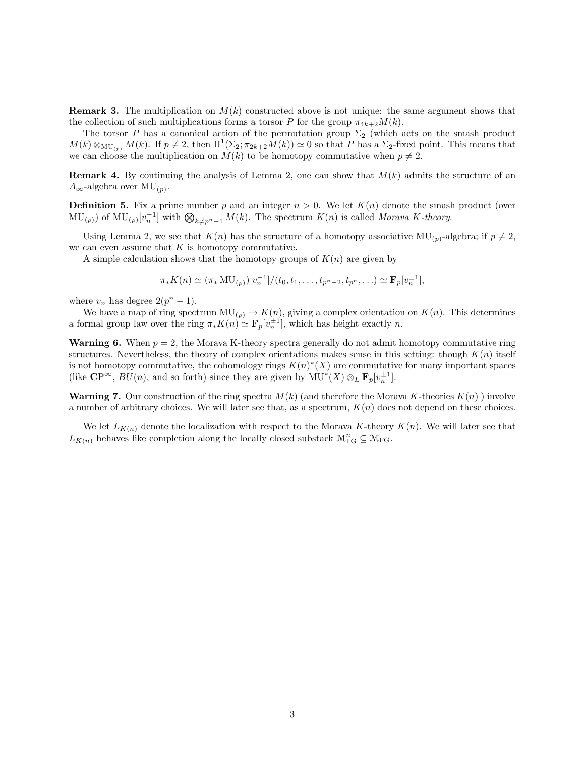**Remark 3.** The multiplication on $M(k)$ constructed above is not unique: the same argument shows that the collection of such multiplications forms a torsor $P$ for the group $\pi_{4k+2}M(k)$.

The torsor $P$ has a canonical action of the permutation group $\Sigma_2$ (which acts on the smash product $M(k) \otimes_{\mathrm{MU}_{(p)}} M(k)$. If $p \neq 2$, then $\mathrm{H}^1(\Sigma_2; \pi_{2k+2}M(k)) \simeq 0$ so that $P$ has a $\Sigma_2$-fixed point. This means that we can choose the multiplication on $M(k)$ to be homotopy commutative when $p \neq 2$.

**Remark 4.** By continuing the analysis of Lemma 2, one can show that $M(k)$ admits the structure of an $A_\infty$-algebra over $\mathrm{MU}_{(p)}$.

**Definition 5.** Fix a prime number $p$ and an integer $n > 0$. We let $K(n)$ denote the smash product (over $\mathrm{MU}_{(p)}$) of $\mathrm{MU}_{(p)}[v_n^{-1}]$ with $\bigotimes_{k \neq p^n - 1} M(k)$. The spectrum $K(n)$ is called *Morava K-theory*.

Using Lemma 2, we see that $K(n)$ has the structure of a homotopy associative $\mathrm{MU}_{(p)}$-algebra; if $p \neq 2$, we can even assume that $K$ is homotopy commutative.

A simple calculation shows that the homotopy groups of $K(n)$ are given by

$$\pi_* K(n) \simeq (\pi_* \mathrm{MU}_{(p)})[v_n^{-1}]/(t_0, t_1, \ldots, t_{p^n-2}, t_{p^n}, \ldots) \simeq \mathbf{F}_p[v_n^{\pm 1}],$$

where $v_n$ has degree $2(p^n - 1)$.

We have a map of ring spectrum $\mathrm{MU}_{(p)} \to K(n)$, giving a complex orientation on $K(n)$. This determines a formal group law over the ring $\pi_* K(n) \simeq \mathbf{F}_p[v_n^{\pm 1}]$, which has height exactly $n$.

**Warning 6.** When $p = 2$, the Morava K-theory spectra generally do not admit homotopy commutative ring structures. Nevertheless, the theory of complex orientations makes sense in this setting: though $K(n)$ itself is not homotopy commutative, the cohomology rings $K(n)^*(X)$ are commutative for many important spaces (like $\mathbf{C}\mathrm{P}^\infty$, $BU(n)$, and so forth) since they are given by $\mathrm{MU}^*(X) \otimes_L \mathbf{F}_p[v_n^{\pm 1}]$.

**Warning 7.** Our construction of the ring spectra $M(k)$ (and therefore the Morava $K$-theories $K(n)$ ) involve a number of arbitrary choices. We will later see that, as a spectrum, $K(n)$ does not depend on these choices.

We let $L_{K(n)}$ denote the localization with respect to the Morava $K$-theory $K(n)$. We will later see that $L_{K(n)}$ behaves like completion along the locally closed substack $\mathcal{M}_{\mathrm{FG}}^n \subseteq \mathcal{M}_{\mathrm{FG}}$.